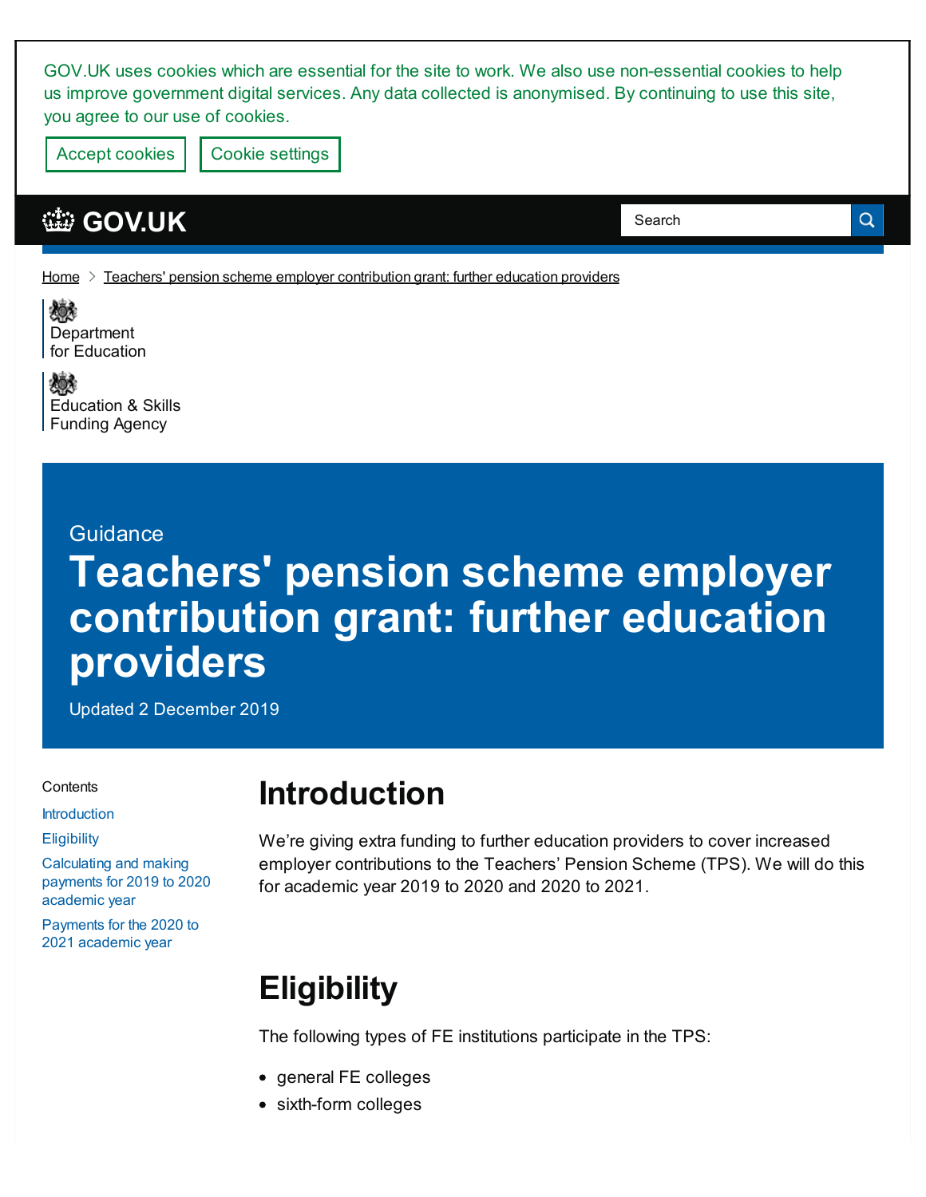GOV.UK uses cookies which are essential for the site to work. We also use non-essential cookies to help us improve government digital services. Any data collected is anonymised. By continuing to use this site, you agree to our use of cookies.

Accept cookies | Cookie settings

GOV.UK

Search

Home > Teachers' pension scheme employer contribution grant: further education providers

Department for Education

Education & Skills Funding Agency

Guidance

# Teachers' pension scheme employer contribution grant: further education providers

Updated 2 December 2019

Contents

- Introduction
- Eligibility
- Calculating and making payments for 2019 to 2020 academic year
- Payments for the 2020 to 2021 academic year

## Introduction

We're giving extra funding to further education providers to cover increased employer contributions to the Teachers' Pension Scheme (TPS). We will do this for academic year 2019 to 2020 and 2020 to 2021.

## Eligibility

The following types of FE institutions participate in the TPS:

- general FE colleges
- sixth-form colleges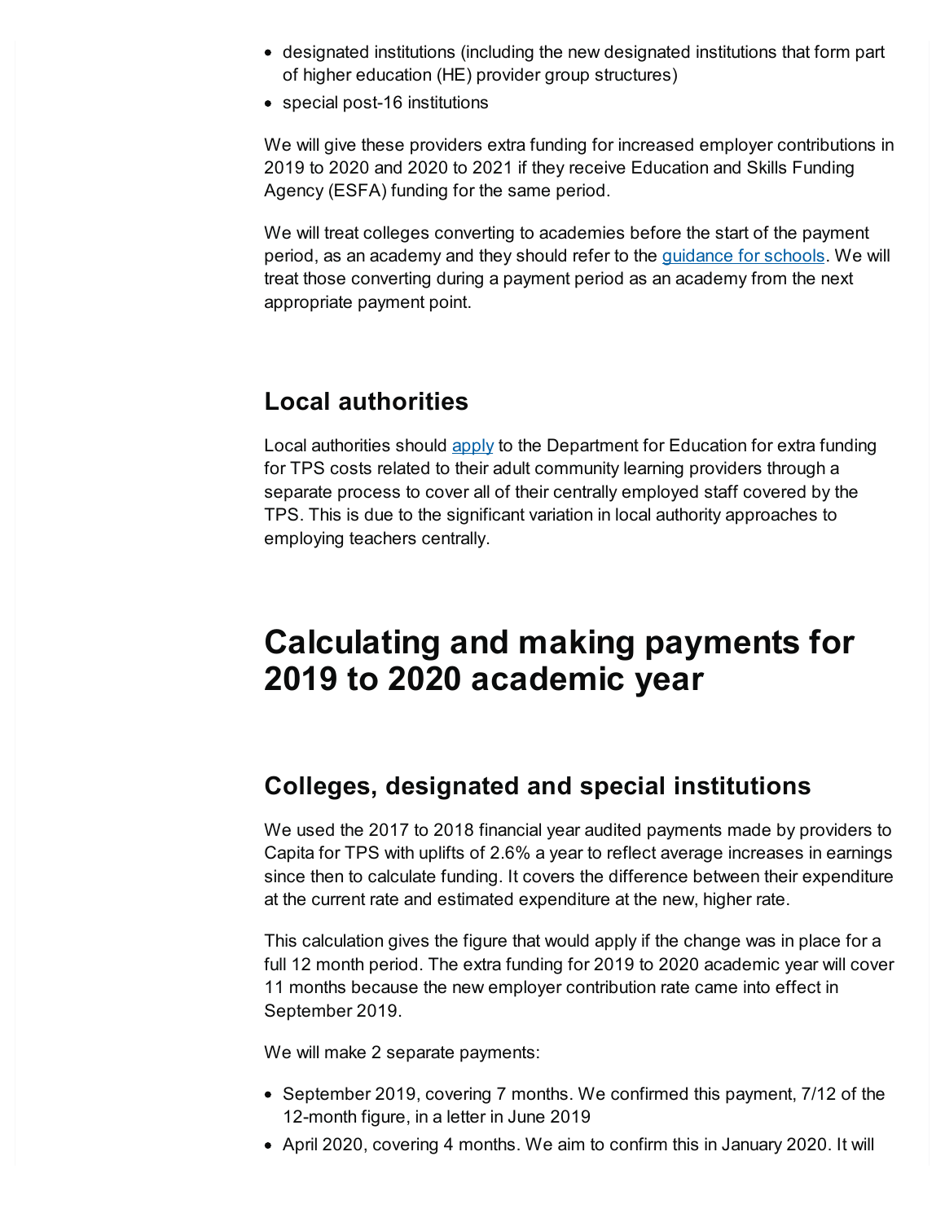- designated institutions (including the new designated institutions that form part of higher education (HE) provider group structures)
- special post-16 institutions

We will give these providers extra funding for increased employer contributions in 2019 to 2020 and 2020 to 2021 if they receive Education and Skills Funding Agency (ESFA) funding for the same period.

We will treat colleges converting to academies before the start of the payment period, as an academy and they should refer to the guidance for schools. We will treat those converting during a payment period as an academy from the next appropriate payment point.

## Local authorities

Local authorities should apply to the Department for Education for extra funding for TPS costs related to their adult community learning providers through a separate process to cover all of their centrally employed staff covered by the TPS. This is due to the significant variation in local authority approaches to employing teachers centrally.

# Calculating and making payments for 2019 to 2020 academic year

## Colleges, designated and special institutions

We used the 2017 to 2018 financial year audited payments made by providers to Capita for TPS with uplifts of 2.6% a year to reflect average increases in earnings since then to calculate funding. It covers the difference between their expenditure at the current rate and estimated expenditure at the new, higher rate.

This calculation gives the figure that would apply if the change was in place for a full 12 month period. The extra funding for 2019 to 2020 academic year will cover 11 months because the new employer contribution rate came into effect in September 2019.

We will make 2 separate payments:

- September 2019, covering 7 months. We confirmed this payment, 7/12 of the 12-month figure, in a letter in June 2019
- April 2020, covering 4 months. We aim to confirm this in January 2020. It will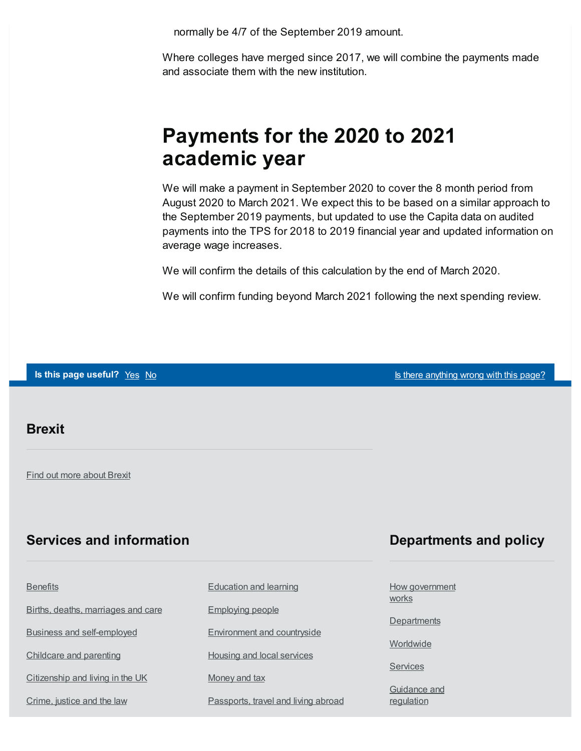normally be 4/7 of the September 2019 amount.

Where colleges have merged since 2017, we will combine the payments made and associate them with the new institution.

## Payments for the 2020 to 2021 academic year

We will make a payment in September 2020 to cover the 8 month period from August 2020 to March 2021. We expect this to be based on a similar approach to the September 2019 payments, but updated to use the Capita data on audited payments into the TPS for 2018 to 2019 financial year and updated information on average wage increases.

We will confirm the details of this calculation by the end of March 2020.

We will confirm funding beyond March 2021 following the next spending review.

**Is this page useful?** Yes No

Is there anything wrong with this page?

### Brexit

Find out more about Brexit

### Services and information

- Benefits
- Births, deaths, marriages and care
- Business and self-employed
- Childcare and parenting
- Citizenship and living in the UK
- Crime, justice and the law
- Education and learning
- Employing people
- Environment and countryside
- Housing and local services
- Money and tax
- Passports, travel and living abroad

### Departments and policy

- How government works
- Departments
- Worldwide
- Services
- Guidance and regulation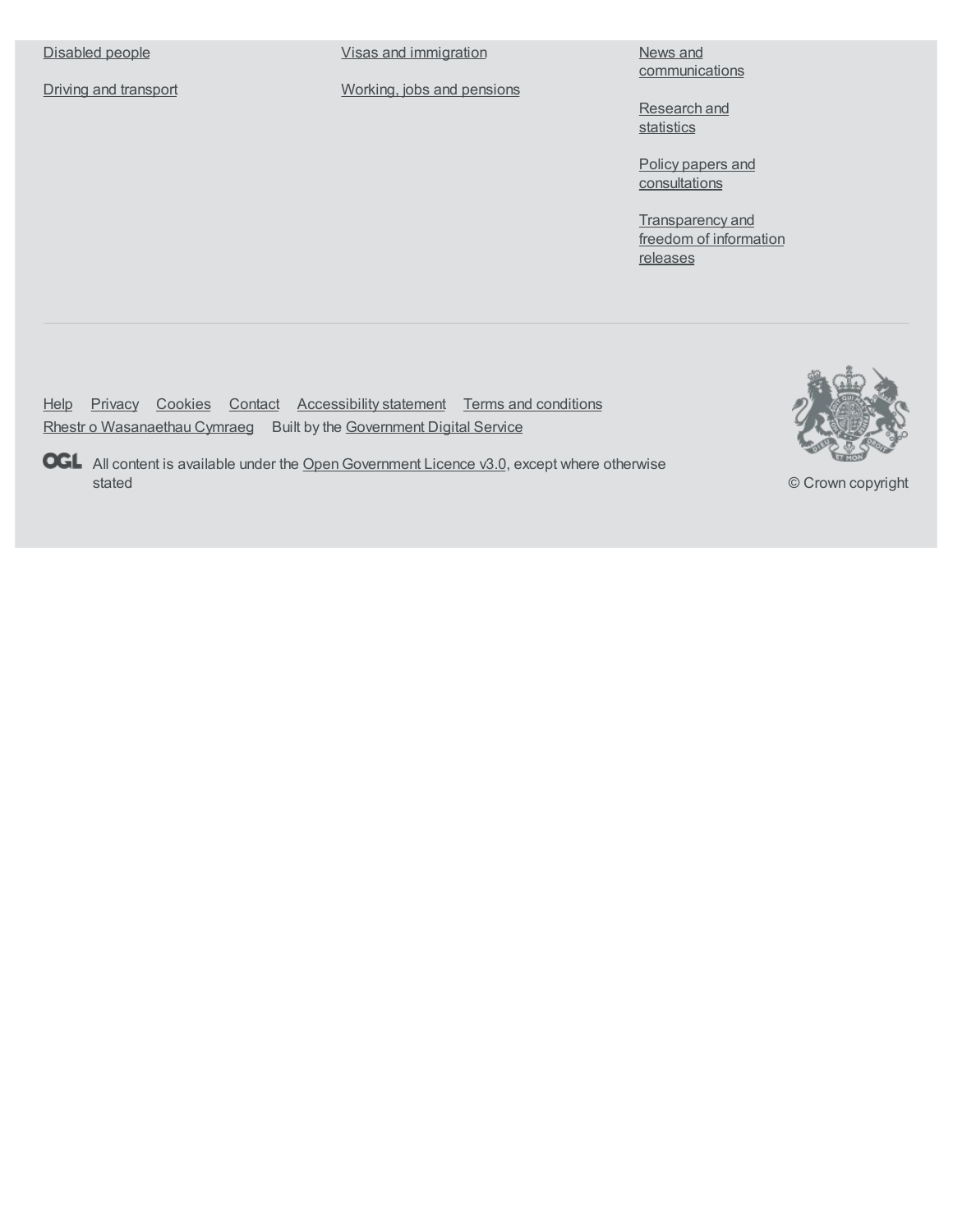Disabled people

Driving and transport

Visas and immigration

Working, jobs and pensions

News and communications

Research and statistics

Policy papers and consultations

Transparency and freedom of information releases

---

Help Privacy Cookies Contact Accessibility statement Terms and conditions
Rhestr o Wasanaethau Cymraeg Built by the Government Digital Service

OGL All content is available under the Open Government Licence v3.0, except where otherwise stated

© Crown copyright